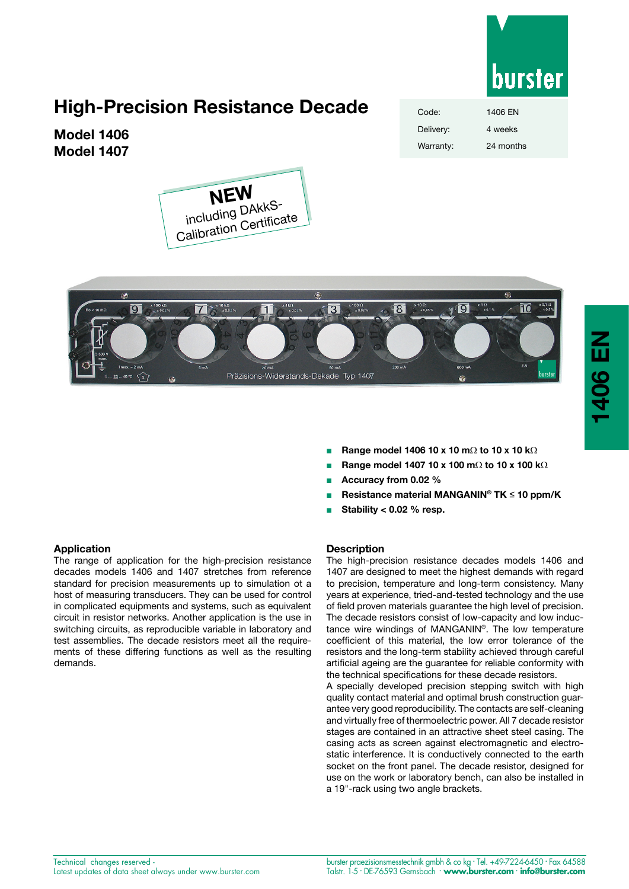# High-Precision Resistance Decade

## Model 1406
## Model 1407

| | |
|---|---|
| Code: | 1406 EN |
| Delivery: | 4 weeks |
| Warranty: | 24 months |

**NEW**
including DAkkS-Calibration Certificate

- **Range model 1406 10 x 10 mΩ to 10 x 10 kΩ**
- **Range model 1407 10 x 100 mΩ to 10 x 100 kΩ**
- **Accuracy from 0.02 %**
- **Resistance material MANGANIN® TK ≤ 10 ppm/K**
- **Stability < 0.02 % resp.**

## Application

The range of application for the high-precision resistance decades models 1406 and 1407 stretches from reference standard for precision measurements up to simulation ot a host of measuring transducers. They can be used for control in complicated equipments and systems, such as equivalent circuit in resistor networks. Another application is the use in switching circuits, as reproducible variable in laboratory and test assemblies. The decade resistors meet all the requirements of these differing functions as well as the resulting demands.

## Description

The high-precision resistance decades models 1406 and 1407 are designed to meet the highest demands with regard to precision, temperature and long-term consistency. Many years at experience, tried-and-tested technology and the use of field proven materials guarantee the high level of precision. The decade resistors consist of low-capacity and low inductance wire windings of MANGANIN®. The low temperature coefficient of this material, the low error tolerance of the resistors and the long-term stability achieved through careful artificial ageing are the guarantee for reliable conformity with the technical specifications for these decade resistors.

A specially developed precision stepping switch with high quality contact material and optimal brush construction guarantee very good reproducibility. The contacts are self-cleaning and virtually free of thermoelectric power. All 7 decade resistor stages are contained in an attractive sheet steel casing. The casing acts as screen against electromagnetic and electrostatic interference. It is conductively connected to the earth socket on the front panel. The decade resistor, designed for use on the work or laboratory bench, can also be installed in a 19"-rack using two angle brackets.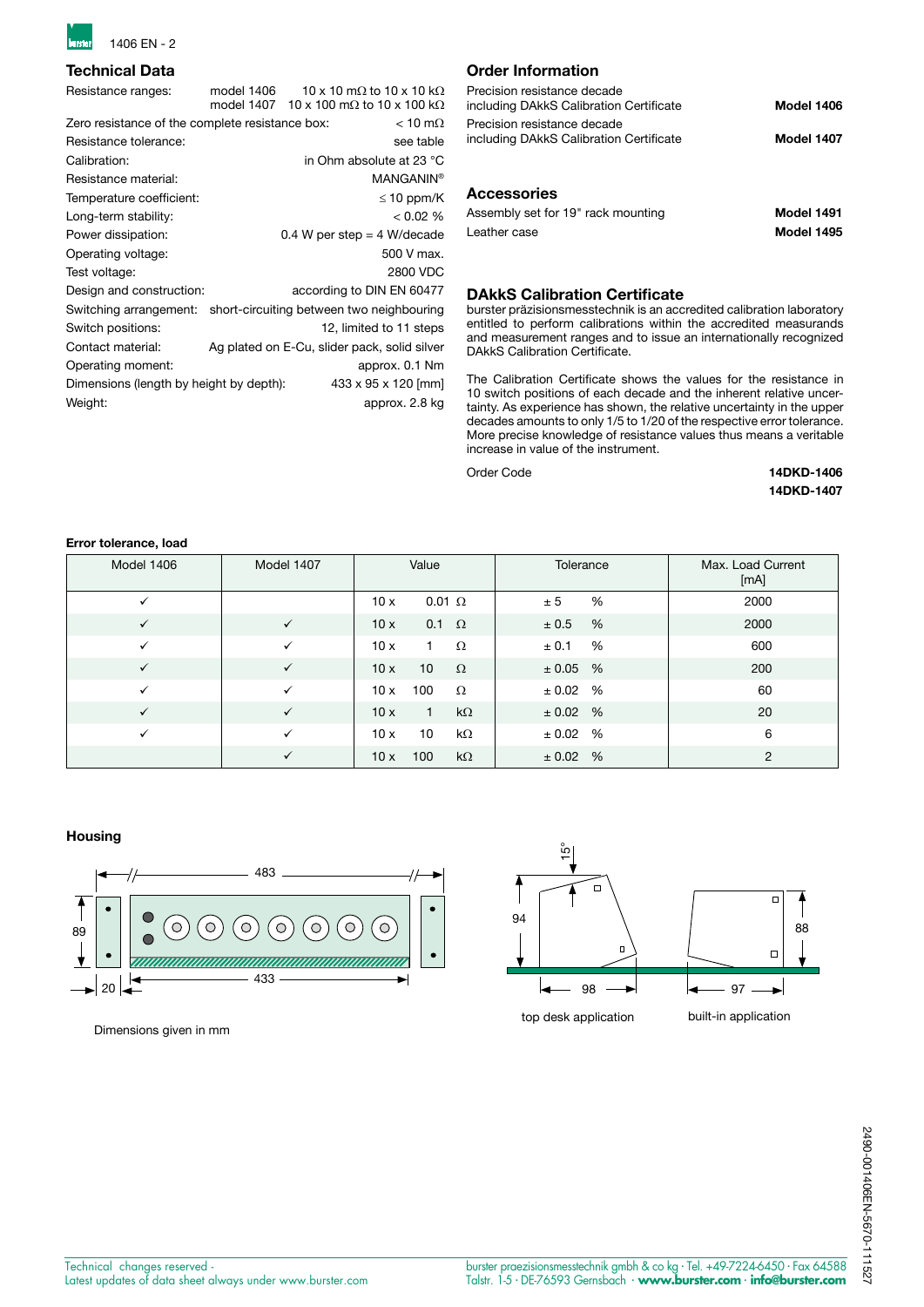## Technical Data

| | |
|---|---|
| Resistance ranges: | model 1406 10 x 10 mΩ to 10 x 10 kΩ<br>model 1407 10 x 100 mΩ to 10 x 100 kΩ |
| Zero resistance of the complete resistance box: | < 10 mΩ |
| Resistance tolerance: | see table |
| Calibration: | in Ohm absolute at 23 °C |
| Resistance material: | MANGANIN® |
| Temperature coefficient: | ≤ 10 ppm/K |
| Long-term stability: | < 0.02 % |
| Power dissipation: | 0.4 W per step = 4 W/decade |
| Operating voltage: | 500 V max. |
| Test voltage: | 2800 VDC |
| Design and construction: | according to DIN EN 60477 |
| Switching arrangement: | short-circuiting between two neighbouring |
| Switch positions: | 12, limited to 11 steps |
| Contact material: | Ag plated on E-Cu, slider pack, solid silver |
| Operating moment: | approx. 0.1 Nm |
| Dimensions (length by height by depth): | 433 x 95 x 120 [mm] |
| Weight: | approx. 2.8 kg |

## Order Information

Precision resistance decade including DAkkS Calibration Certificate **Model 1406**

Precision resistance decade including DAkkS Calibration Certificate **Model 1407**

## Accessories

Assembly set for 19" rack mounting **Model 1491**

Leather case **Model 1495**

## DAkkS Calibration Certificate

burster präzisionsmesstechnik is an accredited calibration laboratory entitled to perform calibrations within the accredited measurands and measurement ranges and to issue an internationally recognized DAkkS Calibration Certificate.

The Calibration Certificate shows the values for the resistance in 10 switch positions of each decade and the inherent relative uncertainty. As experience has shown, the relative uncertainty in the upper decades amounts to only 1/5 to 1/20 of the respective error tolerance. More precise knowledge of resistance values thus means a veritable increase in value of the instrument.

Order Code **14DKD-1406**
**14DKD-1407**

### Error tolerance, load

| Model 1406 | Model 1407 | Value | Tolerance | Max. Load Current [mA] |
|---|---|---|---|---|
| ✓ | | 10 x 0.01 Ω | ± 5 % | 2000 |
| ✓ | ✓ | 10 x 0.1 Ω | ± 0.5 % | 2000 |
| ✓ | ✓ | 10 x 1 Ω | ± 0.1 % | 600 |
| ✓ | ✓ | 10 x 10 Ω | ± 0.05 % | 200 |
| ✓ | ✓ | 10 x 100 Ω | ± 0.02 % | 60 |
| ✓ | ✓ | 10 x 1 kΩ | ± 0.02 % | 20 |
| ✓ | ✓ | 10 x 10 kΩ | ± 0.02 % | 6 |
| | ✓ | 10 x 100 kΩ | ± 0.02 % | 2 |

### Housing

483
89
20
433
15°
94
98
88
97

top desk application

built-in application

Dimensions given in mm

Technical changes reserved -
Latest updates of data sheet always under www.burster.com

burster praezisionsmesstechnik gmbh & co kg · Tel. +49-7224-6450 · Fax 64588
Talstr. 1-5 · DE-76593 Gernsbach · **www.burster.com** · **info@burster.com**

2490-001406EN-5670-111527